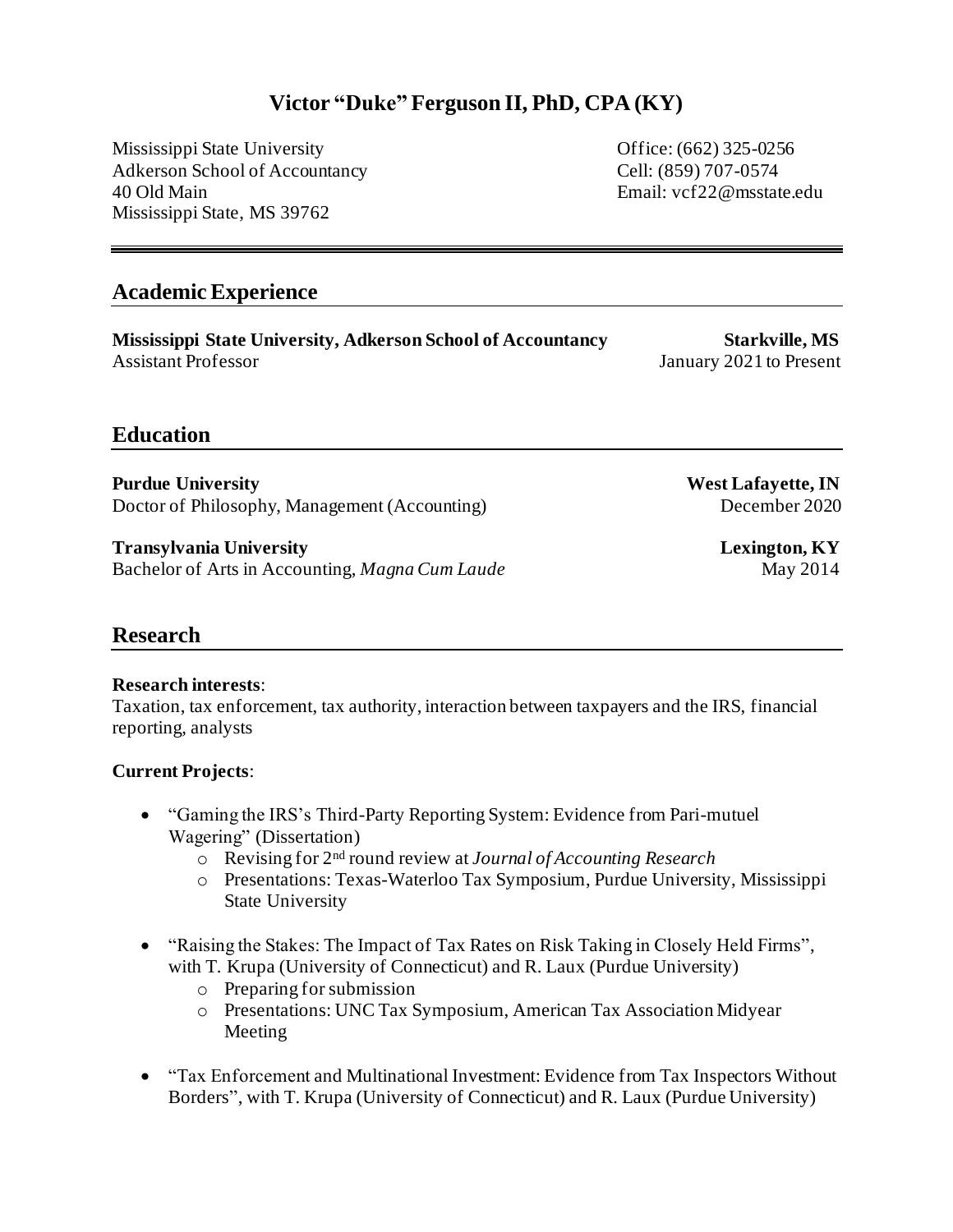# Victor "Duke" Ferguson II, PhD, CPA (KY)

Mississippi State University
Adkerson School of Accountancy
40 Old Main
Mississippi State, MS 39762

Office: (662) 325-0256
Cell: (859) 707-0574
Email: vcf22@msstate.edu

## Academic Experience

**Mississippi State University, Adkerson School of Accountancy** — **Starkville, MS**
Assistant Professor — January 2021 to Present

## Education

**Purdue University** — **West Lafayette, IN**
Doctor of Philosophy, Management (Accounting) — December 2020

**Transylvania University** — **Lexington, KY**
Bachelor of Arts in Accounting, *Magna Cum Laude* — May 2014

## Research

**Research interests**:
Taxation, tax enforcement, tax authority, interaction between taxpayers and the IRS, financial reporting, analysts

**Current Projects**:

- "Gaming the IRS's Third-Party Reporting System: Evidence from Pari-mutuel Wagering" (Dissertation)
  - Revising for 2nd round review at *Journal of Accounting Research*
  - Presentations: Texas-Waterloo Tax Symposium, Purdue University, Mississippi State University
- "Raising the Stakes: The Impact of Tax Rates on Risk Taking in Closely Held Firms", with T. Krupa (University of Connecticut) and R. Laux (Purdue University)
  - Preparing for submission
  - Presentations: UNC Tax Symposium, American Tax Association Midyear Meeting
- "Tax Enforcement and Multinational Investment: Evidence from Tax Inspectors Without Borders", with T. Krupa (University of Connecticut) and R. Laux (Purdue University)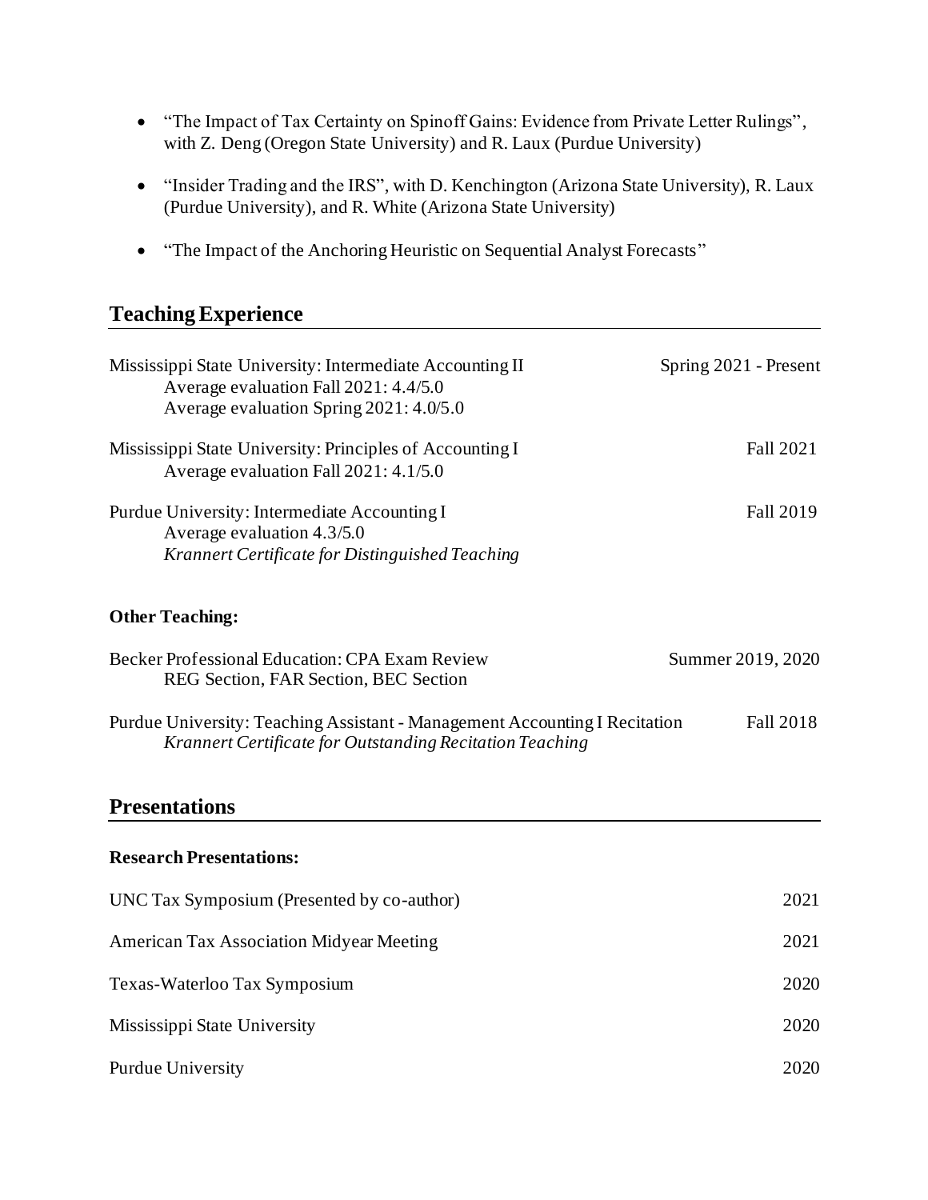- "The Impact of Tax Certainty on Spinoff Gains: Evidence from Private Letter Rulings", with Z. Deng (Oregon State University) and R. Laux (Purdue University)
- "Insider Trading and the IRS", with D. Kenchington (Arizona State University), R. Laux (Purdue University), and R. White (Arizona State University)
- "The Impact of the Anchoring Heuristic on Sequential Analyst Forecasts"

## Teaching Experience

Mississippi State University: Intermediate Accounting II — Spring 2021 - Present
Average evaluation Fall 2021: 4.4/5.0
Average evaluation Spring 2021: 4.0/5.0

Mississippi State University: Principles of Accounting I — Fall 2021
Average evaluation Fall 2021: 4.1/5.0

Purdue University: Intermediate Accounting I — Fall 2019
Average evaluation 4.3/5.0
*Krannert Certificate for Distinguished Teaching*

### Other Teaching:

Becker Professional Education: CPA Exam Review — Summer 2019, 2020
REG Section, FAR Section, BEC Section

Purdue University: Teaching Assistant - Management Accounting I Recitation — Fall 2018
*Krannert Certificate for Outstanding Recitation Teaching*

## Presentations

### Research Presentations:

UNC Tax Symposium (Presented by co-author) — 2021

American Tax Association Midyear Meeting — 2021

Texas-Waterloo Tax Symposium — 2020

Mississippi State University — 2020

Purdue University — 2020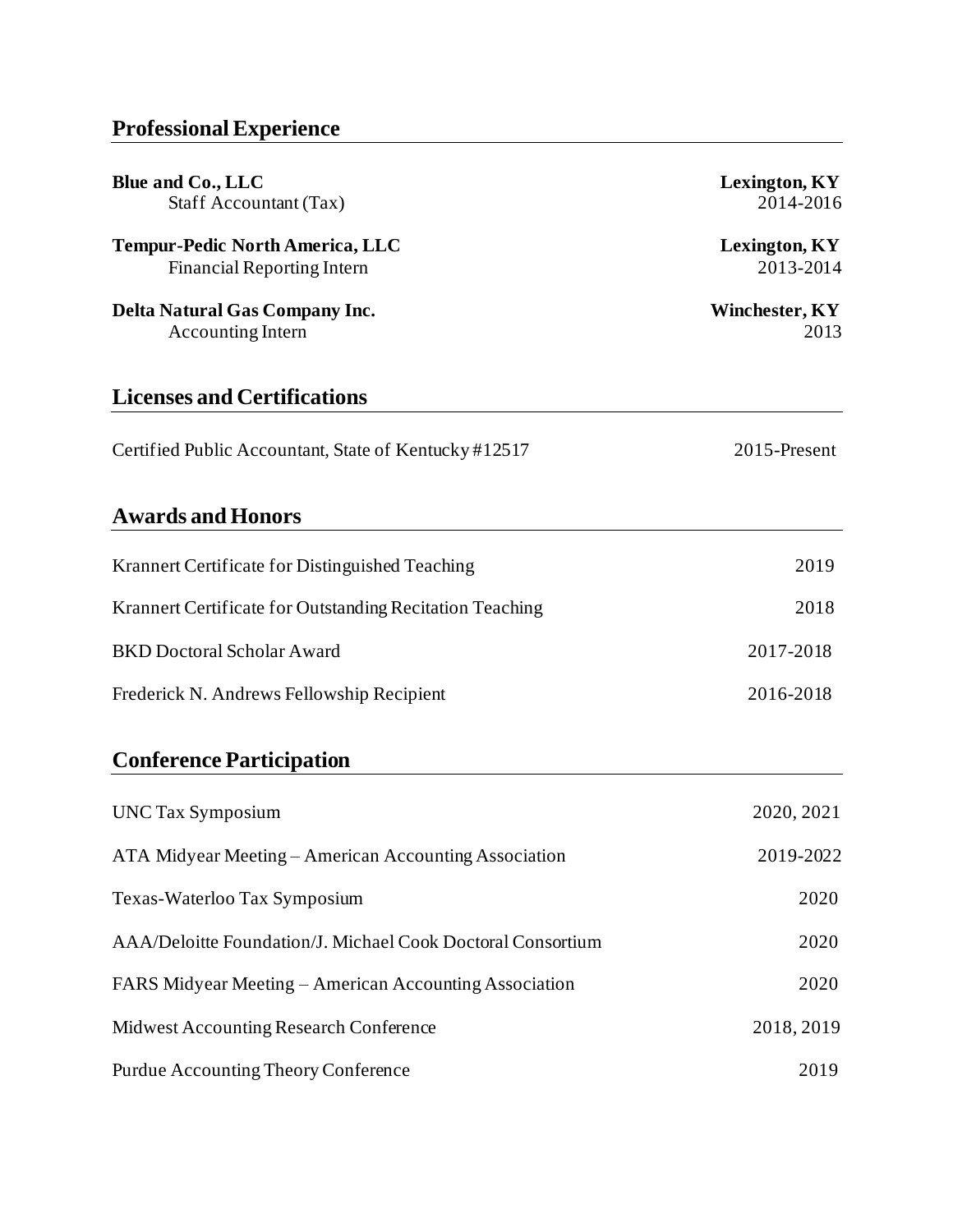## Professional Experience

**Blue and Co., LLC** — **Lexington, KY**
Staff Accountant (Tax) — 2014-2016

**Tempur-Pedic North America, LLC** — **Lexington, KY**
Financial Reporting Intern — 2013-2014

**Delta Natural Gas Company Inc.** — **Winchester, KY**
Accounting Intern — 2013

## Licenses and Certifications

Certified Public Accountant, State of Kentucky #12517 — 2015-Present

## Awards and Honors

Krannert Certificate for Distinguished Teaching — 2019

Krannert Certificate for Outstanding Recitation Teaching — 2018

BKD Doctoral Scholar Award — 2017-2018

Frederick N. Andrews Fellowship Recipient — 2016-2018

## Conference Participation

UNC Tax Symposium — 2020, 2021

ATA Midyear Meeting – American Accounting Association — 2019-2022

Texas-Waterloo Tax Symposium — 2020

AAA/Deloitte Foundation/J. Michael Cook Doctoral Consortium — 2020

FARS Midyear Meeting – American Accounting Association — 2020

Midwest Accounting Research Conference — 2018, 2019

Purdue Accounting Theory Conference — 2019